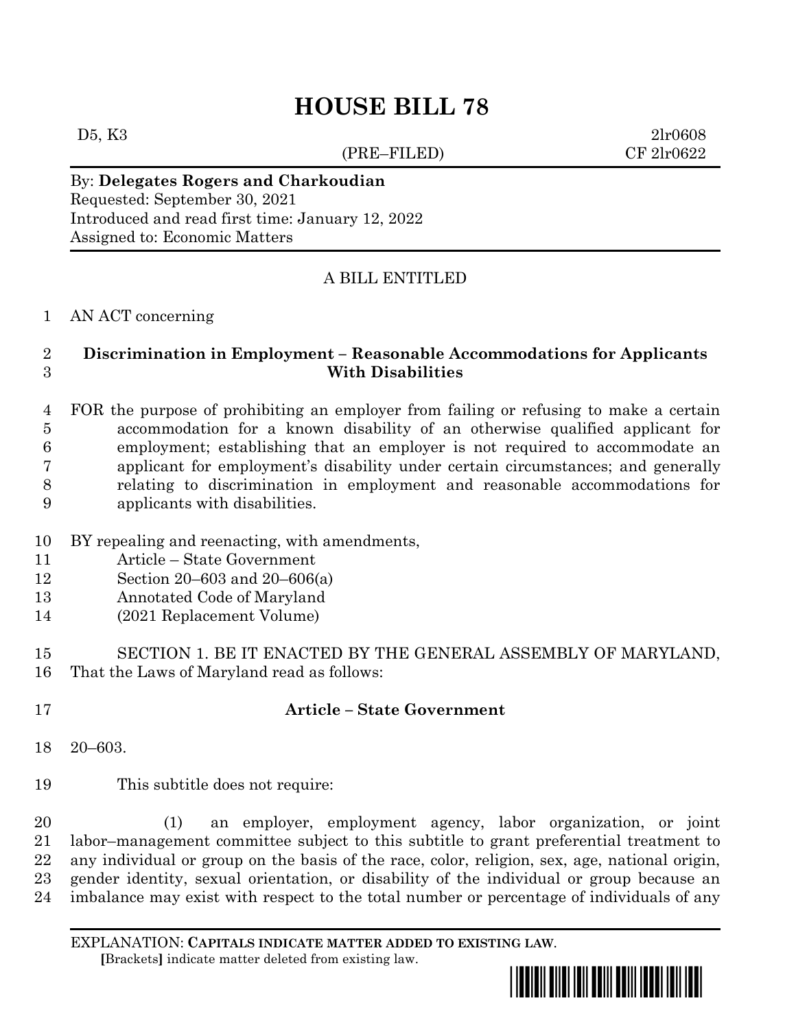# HOUSE BILL 78

D5, K3 2lr0608
(PRE–FILED) CF 2lr0622

By: **Delegates Rogers and Charkoudian**
Requested: September 30, 2021
Introduced and read first time: January 12, 2022
Assigned to: Economic Matters

A BILL ENTITLED

1 AN ACT concerning

2 **Discrimination in Employment – Reasonable Accommodations for Applicants**
3 **With Disabilities**

4 FOR the purpose of prohibiting an employer from failing or refusing to make a certain
5 accommodation for a known disability of an otherwise qualified applicant for
6 employment; establishing that an employer is not required to accommodate an
7 applicant for employment's disability under certain circumstances; and generally
8 relating to discrimination in employment and reasonable accommodations for
9 applicants with disabilities.

10 BY repealing and reenacting, with amendments,
11 Article – State Government
12 Section 20–603 and 20–606(a)
13 Annotated Code of Maryland
14 (2021 Replacement Volume)

15 SECTION 1. BE IT ENACTED BY THE GENERAL ASSEMBLY OF MARYLAND,
16 That the Laws of Maryland read as follows:

17 **Article – State Government**

18 20–603.

19 This subtitle does not require:

20 (1) an employer, employment agency, labor organization, or joint
21 labor–management committee subject to this subtitle to grant preferential treatment to
22 any individual or group on the basis of the race, color, religion, sex, age, national origin,
23 gender identity, sexual orientation, or disability of the individual or group because an
24 imbalance may exist with respect to the total number or percentage of individuals of any

EXPLANATION: **CAPITALS INDICATE MATTER ADDED TO EXISTING LAW**.
**[**Brackets**]** indicate matter deleted from existing law.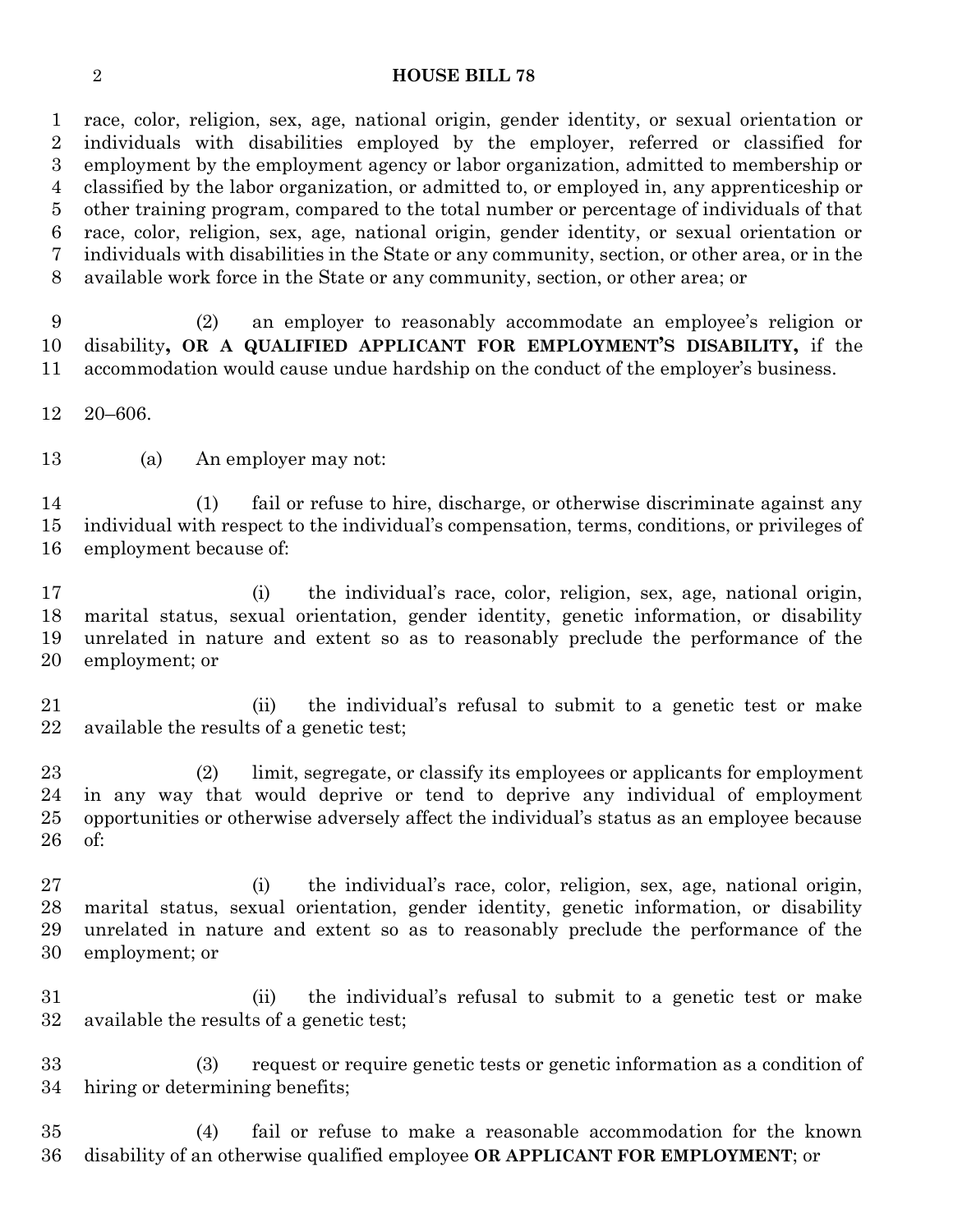race, color, religion, sex, age, national origin, gender identity, or sexual orientation or individuals with disabilities employed by the employer, referred or classified for employment by the employment agency or labor organization, admitted to membership or classified by the labor organization, or admitted to, or employed in, any apprenticeship or other training program, compared to the total number or percentage of individuals of that race, color, religion, sex, age, national origin, gender identity, or sexual orientation or individuals with disabilities in the State or any community, section, or other area, or in the available work force in the State or any community, section, or other area; or

(2) an employer to reasonably accommodate an employee's religion or disability**, OR A QUALIFIED APPLICANT FOR EMPLOYMENT'S DISABILITY,** if the accommodation would cause undue hardship on the conduct of the employer's business.

20–606.

(a) An employer may not:

(1) fail or refuse to hire, discharge, or otherwise discriminate against any individual with respect to the individual's compensation, terms, conditions, or privileges of employment because of:

(i) the individual's race, color, religion, sex, age, national origin, marital status, sexual orientation, gender identity, genetic information, or disability unrelated in nature and extent so as to reasonably preclude the performance of the employment; or

(ii) the individual's refusal to submit to a genetic test or make available the results of a genetic test;

(2) limit, segregate, or classify its employees or applicants for employment in any way that would deprive or tend to deprive any individual of employment opportunities or otherwise adversely affect the individual's status as an employee because of:

(i) the individual's race, color, religion, sex, age, national origin, marital status, sexual orientation, gender identity, genetic information, or disability unrelated in nature and extent so as to reasonably preclude the performance of the employment; or

(ii) the individual's refusal to submit to a genetic test or make available the results of a genetic test;

(3) request or require genetic tests or genetic information as a condition of hiring or determining benefits;

(4) fail or refuse to make a reasonable accommodation for the known disability of an otherwise qualified employee **OR APPLICANT FOR EMPLOYMENT**; or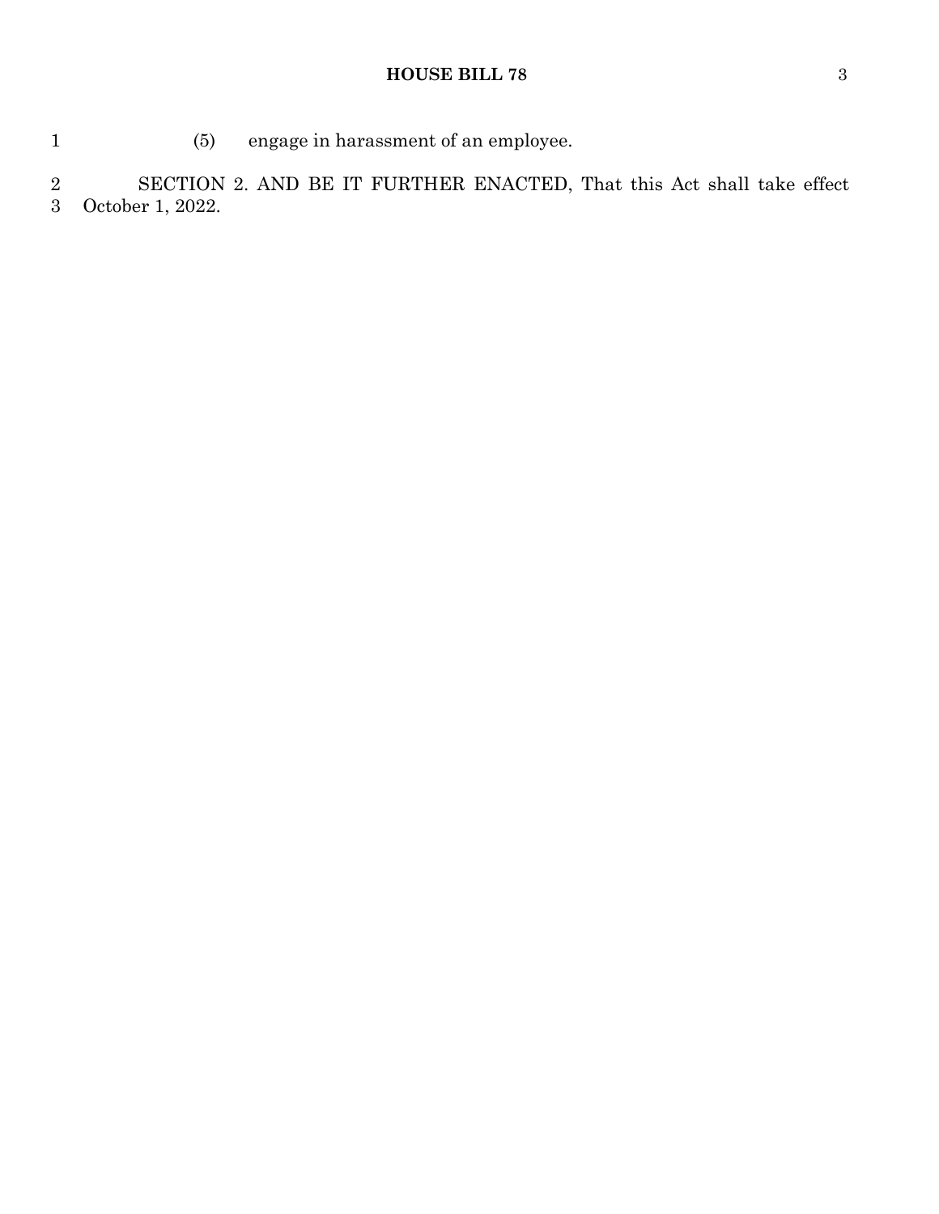(5) engage in harassment of an employee.

SECTION 2. AND BE IT FURTHER ENACTED, That this Act shall take effect October 1, 2022.